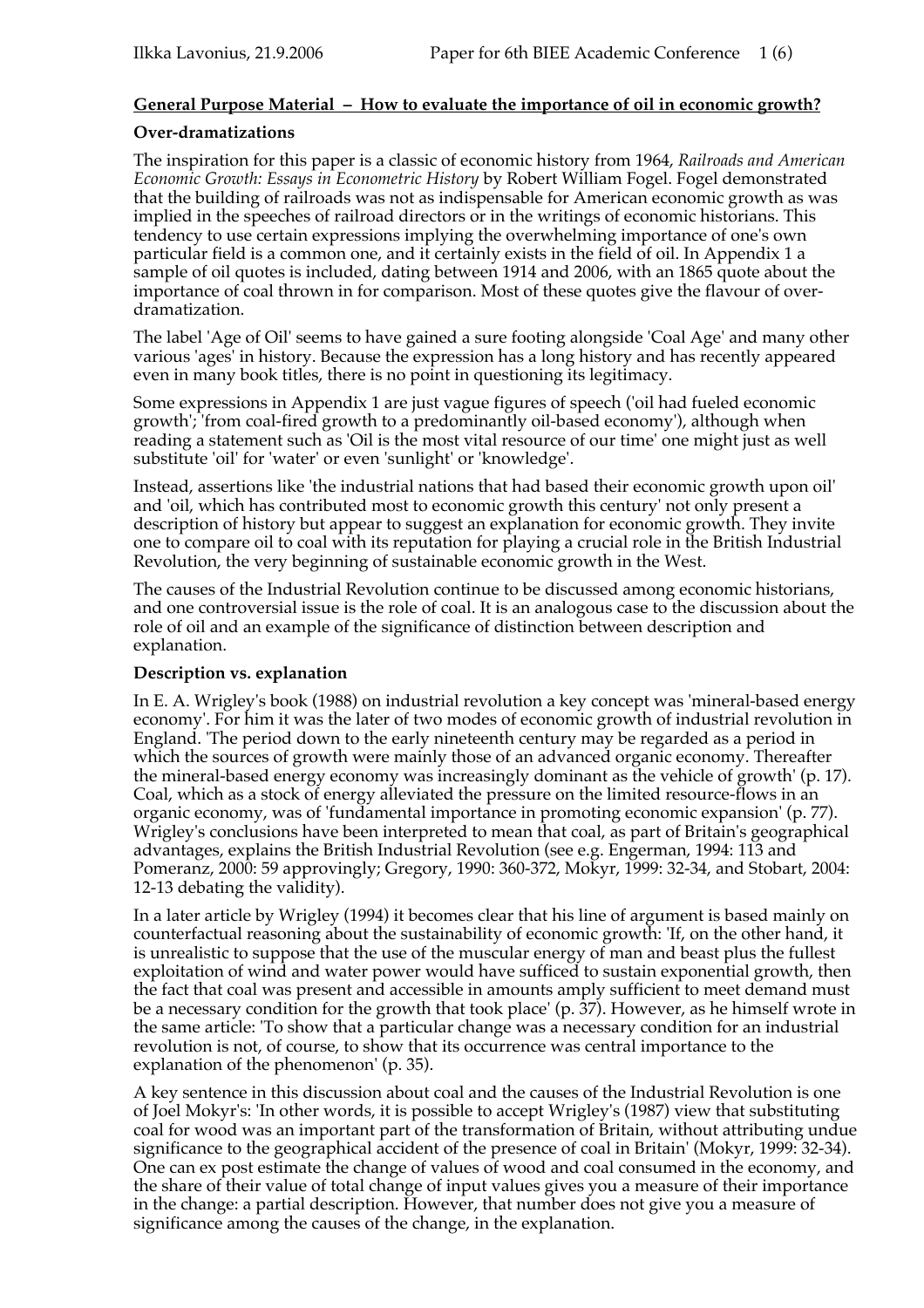## General Purpose Material – How to evaluate the importance of oil in economic growth?

### Over-dramatizations

The inspiration for this paper is a classic of economic history from 1964, *Railroads and American Economic Growth: Essays in Econometric History* by Robert William Fogel. Fogel demonstrated that the building of railroads was not as indispensable for American economic growth as was implied in the speeches of railroad directors or in the writings of economic historians. This tendency to use certain expressions implying the overwhelming importance of one's own particular field is a common one, and it certainly exists in the field of oil. In Appendix 1 a sample of oil quotes is included, dating between 1914 and 2006, with an 1865 quote about the importance of coal thrown in for comparison. Most of these quotes give the flavour of over-dramatization.

The label 'Age of Oil' seems to have gained a sure footing alongside 'Coal Age' and many other various 'ages' in history. Because the expression has a long history and has recently appeared even in many book titles, there is no point in questioning its legitimacy.

Some expressions in Appendix 1 are just vague figures of speech ('oil had fueled economic growth'; 'from coal-fired growth to a predominantly oil-based economy'), although when reading a statement such as 'Oil is the most vital resource of our time' one might just as well substitute 'oil' for 'water' or even 'sunlight' or 'knowledge'.

Instead, assertions like 'the industrial nations that had based their economic growth upon oil' and 'oil, which has contributed most to economic growth this century' not only present a description of history but appear to suggest an explanation for economic growth. They invite one to compare oil to coal with its reputation for playing a crucial role in the British Industrial Revolution, the very beginning of sustainable economic growth in the West.

The causes of the Industrial Revolution continue to be discussed among economic historians, and one controversial issue is the role of coal. It is an analogous case to the discussion about the role of oil and an example of the significance of distinction between description and explanation.

### Description vs. explanation

In E. A. Wrigley's book (1988) on industrial revolution a key concept was 'mineral-based energy economy'. For him it was the later of two modes of economic growth of industrial revolution in England. 'The period down to the early nineteenth century may be regarded as a period in which the sources of growth were mainly those of an advanced organic economy. Thereafter the mineral-based energy economy was increasingly dominant as the vehicle of growth' (p. 17). Coal, which as a stock of energy alleviated the pressure on the limited resource-flows in an organic economy, was of 'fundamental importance in promoting economic expansion' (p. 77). Wrigley's conclusions have been interpreted to mean that coal, as part of Britain's geographical advantages, explains the British Industrial Revolution (see e.g. Engerman, 1994: 113 and Pomeranz, 2000: 59 approvingly; Gregory, 1990: 360-372, Mokyr, 1999: 32-34, and Stobart, 2004: 12-13 debating the validity).

In a later article by Wrigley (1994) it becomes clear that his line of argument is based mainly on counterfactual reasoning about the sustainability of economic growth: 'If, on the other hand, it is unrealistic to suppose that the use of the muscular energy of man and beast plus the fullest exploitation of wind and water power would have sufficed to sustain exponential growth, then the fact that coal was present and accessible in amounts amply sufficient to meet demand must be a necessary condition for the growth that took place' (p. 37). However, as he himself wrote in the same article: 'To show that a particular change was a necessary condition for an industrial revolution is not, of course, to show that its occurrence was central importance to the explanation of the phenomenon' (p. 35).

A key sentence in this discussion about coal and the causes of the Industrial Revolution is one of Joel Mokyr's: 'In other words, it is possible to accept Wrigley's (1987) view that substituting coal for wood was an important part of the transformation of Britain, without attributing undue significance to the geographical accident of the presence of coal in Britain' (Mokyr, 1999: 32-34). One can ex post estimate the change of values of wood and coal consumed in the economy, and the share of their value of total change of input values gives you a measure of their importance in the change: a partial description. However, that number does not give you a measure of significance among the causes of the change, in the explanation.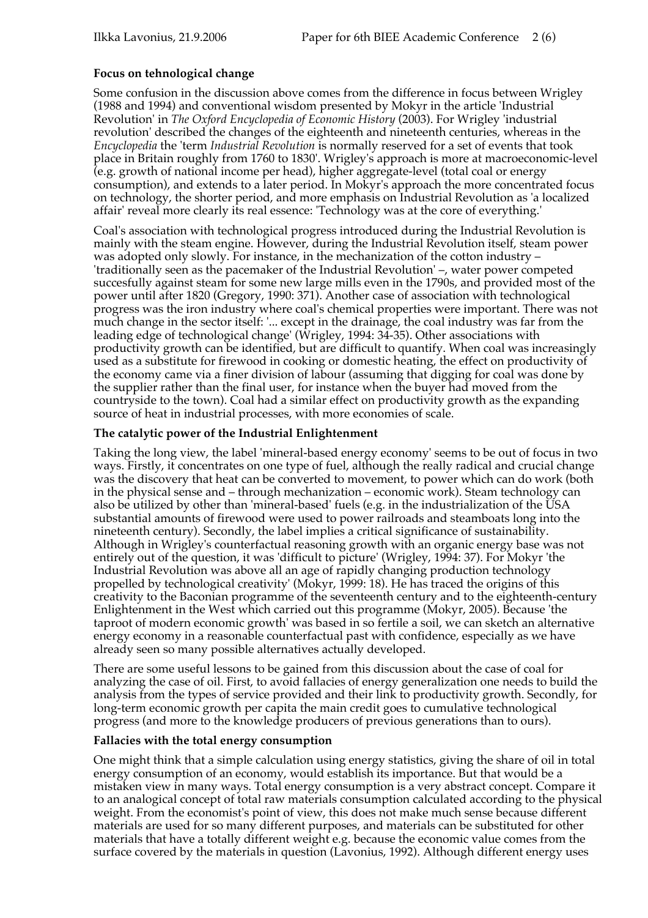**Focus on tehnological change**

Some confusion in the discussion above comes from the difference in focus between Wrigley (1988 and 1994) and conventional wisdom presented by Mokyr in the article 'Industrial Revolution' in *The Oxford Encyclopedia of Economic History* (2003). For Wrigley 'industrial revolution' described the changes of the eighteenth and nineteenth centuries, whereas in the *Encyclopedia* the 'term *Industrial Revolution* is normally reserved for a set of events that took place in Britain roughly from 1760 to 1830'. Wrigley's approach is more at macroeconomic-level (e.g. growth of national income per head), higher aggregate-level (total coal or energy consumption), and extends to a later period. In Mokyr's approach the more concentrated focus on technology, the shorter period, and more emphasis on Industrial Revolution as 'a localized affair' reveal more clearly its real essence: 'Technology was at the core of everything.'

Coal's association with technological progress introduced during the Industrial Revolution is mainly with the steam engine. However, during the Industrial Revolution itself, steam power was adopted only slowly. For instance, in the mechanization of the cotton industry – 'traditionally seen as the pacemaker of the Industrial Revolution' –, water power competed succesfully against steam for some new large mills even in the 1790s, and provided most of the power until after 1820 (Gregory, 1990: 371). Another case of association with technological progress was the iron industry where coal's chemical properties were important. There was not much change in the sector itself: '... except in the drainage, the coal industry was far from the leading edge of technological change' (Wrigley, 1994: 34-35). Other associations with productivity growth can be identified, but are difficult to quantify. When coal was increasingly used as a substitute for firewood in cooking or domestic heating, the effect on productivity of the economy came via a finer division of labour (assuming that digging for coal was done by the supplier rather than the final user, for instance when the buyer had moved from the countryside to the town). Coal had a similar effect on productivity growth as the expanding source of heat in industrial processes, with more economies of scale.

**The catalytic power of the Industrial Enlightenment**

Taking the long view, the label 'mineral-based energy economy' seems to be out of focus in two ways. Firstly, it concentrates on one type of fuel, although the really radical and crucial change was the discovery that heat can be converted to movement, to power which can do work (both in the physical sense and – through mechanization – economic work). Steam technology can also be utilized by other than 'mineral-based' fuels (e.g. in the industrialization of the USA substantial amounts of firewood were used to power railroads and steamboats long into the nineteenth century). Secondly, the label implies a critical significance of sustainability. Although in Wrigley's counterfactual reasoning growth with an organic energy base was not entirely out of the question, it was 'difficult to picture' (Wrigley, 1994: 37). For Mokyr 'the Industrial Revolution was above all an age of rapidly changing production technology propelled by technological creativity' (Mokyr, 1999: 18). He has traced the origins of this creativity to the Baconian programme of the seventeenth century and to the eighteenth-century Enlightenment in the West which carried out this programme (Mokyr, 2005). Because 'the taproot of modern economic growth' was based in so fertile a soil, we can sketch an alternative energy economy in a reasonable counterfactual past with confidence, especially as we have already seen so many possible alternatives actually developed.

There are some useful lessons to be gained from this discussion about the case of coal for analyzing the case of oil. First, to avoid fallacies of energy generalization one needs to build the analysis from the types of service provided and their link to productivity growth. Secondly, for long-term economic growth per capita the main credit goes to cumulative technological progress (and more to the knowledge producers of previous generations than to ours).

**Fallacies with the total energy consumption**

One might think that a simple calculation using energy statistics, giving the share of oil in total energy consumption of an economy, would establish its importance. But that would be a mistaken view in many ways. Total energy consumption is a very abstract concept. Compare it to an analogical concept of total raw materials consumption calculated according to the physical weight. From the economist's point of view, this does not make much sense because different materials are used for so many different purposes, and materials can be substituted for other materials that have a totally different weight e.g. because the economic value comes from the surface covered by the materials in question (Lavonius, 1992). Although different energy uses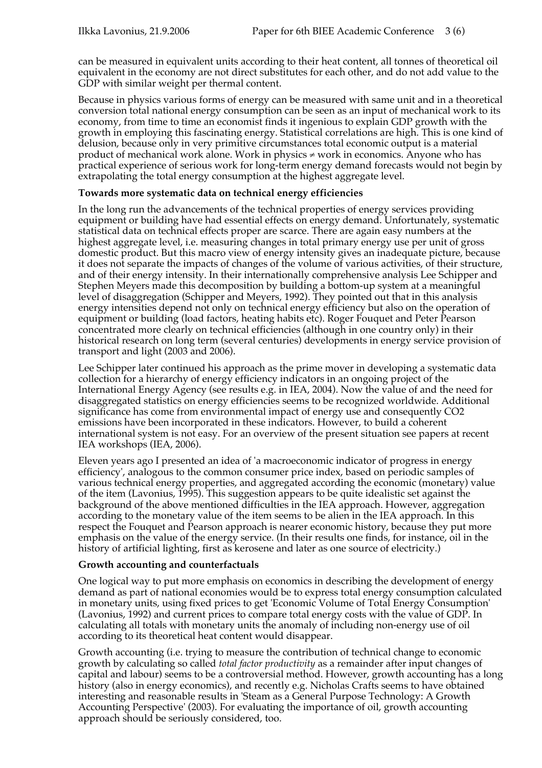can be measured in equivalent units according to their heat content, all tonnes of theoretical oil equivalent in the economy are not direct substitutes for each other, and do not add value to the GDP with similar weight per thermal content.

Because in physics various forms of energy can be measured with same unit and in a theoretical conversion total national energy consumption can be seen as an input of mechanical work to its economy, from time to time an economist finds it ingenious to explain GDP growth with the growth in employing this fascinating energy. Statistical correlations are high. This is one kind of delusion, because only in very primitive circumstances total economic output is a material product of mechanical work alone. Work in physics ≠ work in economics. Anyone who has practical experience of serious work for long-term energy demand forecasts would not begin by extrapolating the total energy consumption at the highest aggregate level.

**Towards more systematic data on technical energy efficiencies**

In the long run the advancements of the technical properties of energy services providing equipment or building have had essential effects on energy demand. Unfortunately, systematic statistical data on technical effects proper are scarce. There are again easy numbers at the highest aggregate level, i.e. measuring changes in total primary energy use per unit of gross domestic product. But this macro view of energy intensity gives an inadequate picture, because it does not separate the impacts of changes of the volume of various activities, of their structure, and of their energy intensity. In their internationally comprehensive analysis Lee Schipper and Stephen Meyers made this decomposition by building a bottom-up system at a meaningful level of disaggregation (Schipper and Meyers, 1992). They pointed out that in this analysis energy intensities depend not only on technical energy efficiency but also on the operation of equipment or building (load factors, heating habits etc). Roger Fouquet and Peter Pearson concentrated more clearly on technical efficiencies (although in one country only) in their historical research on long term (several centuries) developments in energy service provision of transport and light (2003 and 2006).

Lee Schipper later continued his approach as the prime mover in developing a systematic data collection for a hierarchy of energy efficiency indicators in an ongoing project of the International Energy Agency (see results e.g. in IEA, 2004). Now the value of and the need for disaggregated statistics on energy efficiencies seems to be recognized worldwide. Additional significance has come from environmental impact of energy use and consequently CO2 emissions have been incorporated in these indicators. However, to build a coherent international system is not easy. For an overview of the present situation see papers at recent IEA workshops (IEA, 2006).

Eleven years ago I presented an idea of 'a macroeconomic indicator of progress in energy efficiency', analogous to the common consumer price index, based on periodic samples of various technical energy properties, and aggregated according the economic (monetary) value of the item (Lavonius, 1995). This suggestion appears to be quite idealistic set against the background of the above mentioned difficulties in the IEA approach. However, aggregation according to the monetary value of the item seems to be alien in the IEA approach. In this respect the Fouquet and Pearson approach is nearer economic history, because they put more emphasis on the value of the energy service. (In their results one finds, for instance, oil in the history of artificial lighting, first as kerosene and later as one source of electricity.)

**Growth accounting and counterfactuals**

One logical way to put more emphasis on economics in describing the development of energy demand as part of national economies would be to express total energy consumption calculated in monetary units, using fixed prices to get 'Economic Volume of Total Energy Consumption' (Lavonius, 1992) and current prices to compare total energy costs with the value of GDP. In calculating all totals with monetary units the anomaly of including non-energy use of oil according to its theoretical heat content would disappear.

Growth accounting (i.e. trying to measure the contribution of technical change to economic growth by calculating so called *total factor productivity* as a remainder after input changes of capital and labour) seems to be a controversial method. However, growth accounting has a long history (also in energy economics), and recently e.g. Nicholas Crafts seems to have obtained interesting and reasonable results in 'Steam as a General Purpose Technology: A Growth Accounting Perspective' (2003). For evaluating the importance of oil, growth accounting approach should be seriously considered, too.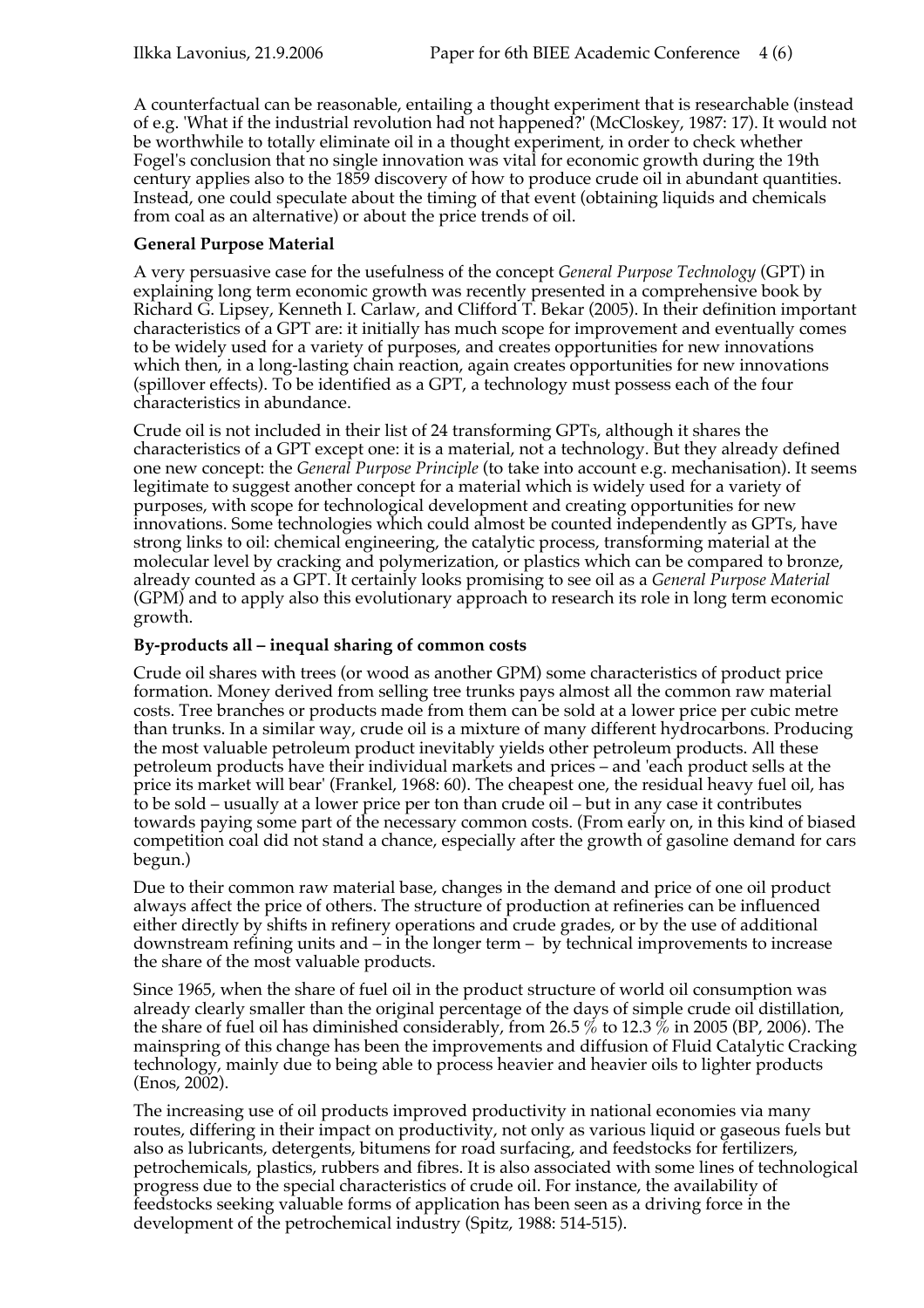A counterfactual can be reasonable, entailing a thought experiment that is researchable (instead of e.g. 'What if the industrial revolution had not happened?' (McCloskey, 1987: 17). It would not be worthwhile to totally eliminate oil in a thought experiment, in order to check whether Fogel's conclusion that no single innovation was vital for economic growth during the 19th century applies also to the 1859 discovery of how to produce crude oil in abundant quantities. Instead, one could speculate about the timing of that event (obtaining liquids and chemicals from coal as an alternative) or about the price trends of oil.

**General Purpose Material**

A very persuasive case for the usefulness of the concept *General Purpose Technology* (GPT) in explaining long term economic growth was recently presented in a comprehensive book by Richard G. Lipsey, Kenneth I. Carlaw, and Clifford T. Bekar (2005). In their definition important characteristics of a GPT are: it initially has much scope for improvement and eventually comes to be widely used for a variety of purposes, and creates opportunities for new innovations which then, in a long-lasting chain reaction, again creates opportunities for new innovations (spillover effects). To be identified as a GPT, a technology must possess each of the four characteristics in abundance.

Crude oil is not included in their list of 24 transforming GPTs, although it shares the characteristics of a GPT except one: it is a material, not a technology. But they already defined one new concept: the *General Purpose Principle* (to take into account e.g. mechanisation). It seems legitimate to suggest another concept for a material which is widely used for a variety of purposes, with scope for technological development and creating opportunities for new innovations. Some technologies which could almost be counted independently as GPTs, have strong links to oil: chemical engineering, the catalytic process, transforming material at the molecular level by cracking and polymerization, or plastics which can be compared to bronze, already counted as a GPT. It certainly looks promising to see oil as a *General Purpose Material* (GPM) and to apply also this evolutionary approach to research its role in long term economic growth.

**By-products all – inequal sharing of common costs**

Crude oil shares with trees (or wood as another GPM) some characteristics of product price formation. Money derived from selling tree trunks pays almost all the common raw material costs. Tree branches or products made from them can be sold at a lower price per cubic metre than trunks. In a similar way, crude oil is a mixture of many different hydrocarbons. Producing the most valuable petroleum product inevitably yields other petroleum products. All these petroleum products have their individual markets and prices – and 'each product sells at the price its market will bear' (Frankel, 1968: 60). The cheapest one, the residual heavy fuel oil, has to be sold – usually at a lower price per ton than crude oil – but in any case it contributes towards paying some part of the necessary common costs. (From early on, in this kind of biased competition coal did not stand a chance, especially after the growth of gasoline demand for cars begun.)

Due to their common raw material base, changes in the demand and price of one oil product always affect the price of others. The structure of production at refineries can be influenced either directly by shifts in refinery operations and crude grades, or by the use of additional downstream refining units and – in the longer term – by technical improvements to increase the share of the most valuable products.

Since 1965, when the share of fuel oil in the product structure of world oil consumption was already clearly smaller than the original percentage of the days of simple crude oil distillation, the share of fuel oil has diminished considerably, from 26.5 % to 12.3 % in 2005 (BP, 2006). The mainspring of this change has been the improvements and diffusion of Fluid Catalytic Cracking technology, mainly due to being able to process heavier and heavier oils to lighter products (Enos, 2002).

The increasing use of oil products improved productivity in national economies via many routes, differing in their impact on productivity, not only as various liquid or gaseous fuels but also as lubricants, detergents, bitumens for road surfacing, and feedstocks for fertilizers, petrochemicals, plastics, rubbers and fibres. It is also associated with some lines of technological progress due to the special characteristics of crude oil. For instance, the availability of feedstocks seeking valuable forms of application has been seen as a driving force in the development of the petrochemical industry (Spitz, 1988: 514-515).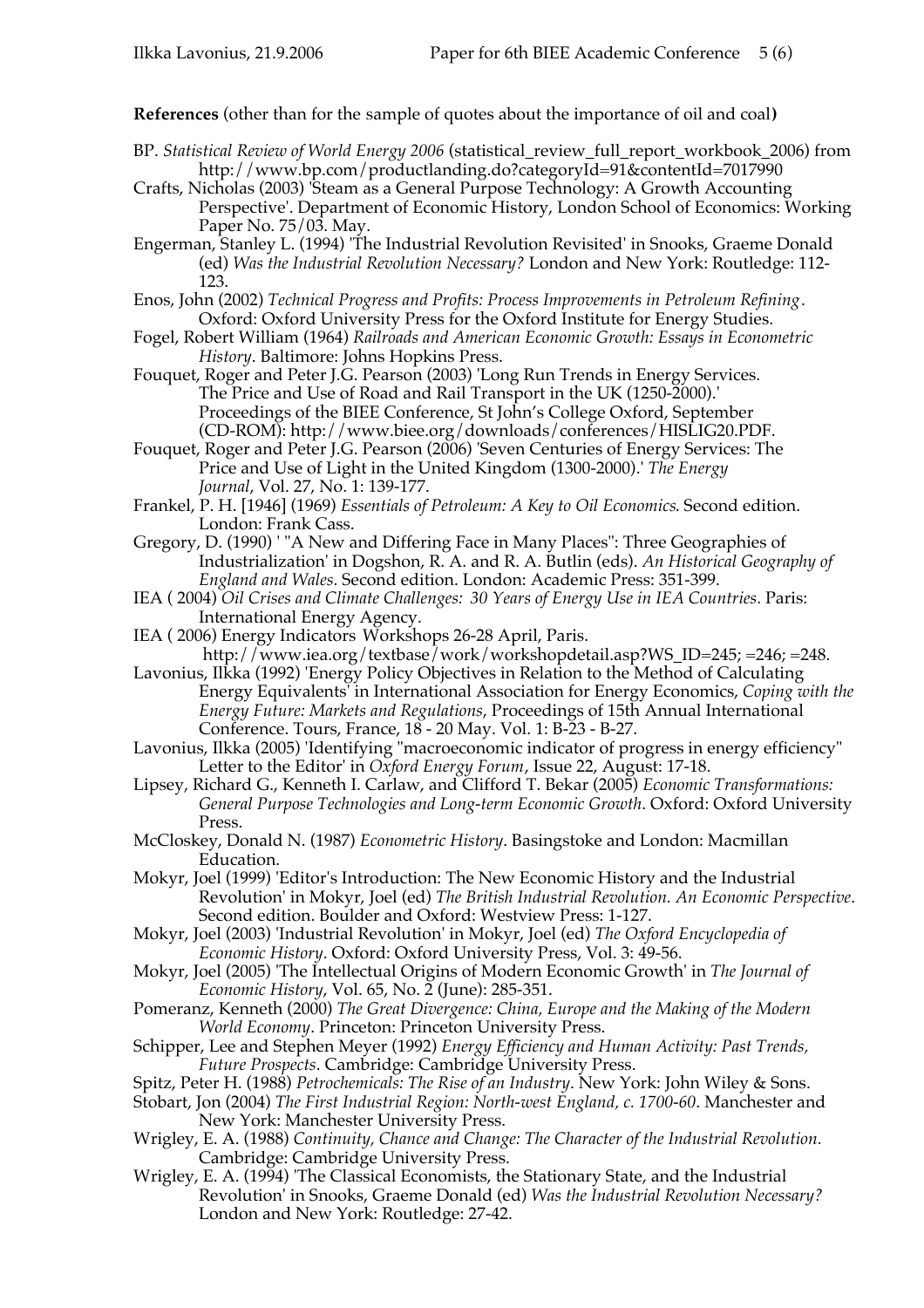**References** (other than for the sample of quotes about the importance of oil and coal**)**

BP. *Statistical Review of World Energy 2006* (statistical_review_full_report_workbook_2006) from http://www.bp.com/productlanding.do?categoryId=91&contentId=7017990

Crafts, Nicholas (2003) 'Steam as a General Purpose Technology: A Growth Accounting Perspective'. Department of Economic History, London School of Economics: Working Paper No. 75/03. May.

Engerman, Stanley L. (1994) 'The Industrial Revolution Revisited' in Snooks, Graeme Donald (ed) *Was the Industrial Revolution Necessary?* London and New York: Routledge: 112-123.

Enos, John (2002) *Technical Progress and Profits: Process Improvements in Petroleum Refining*. Oxford: Oxford University Press for the Oxford Institute for Energy Studies.

Fogel, Robert William (1964) *Railroads and American Economic Growth: Essays in Econometric History*. Baltimore: Johns Hopkins Press.

Fouquet, Roger and Peter J.G. Pearson (2003) 'Long Run Trends in Energy Services. The Price and Use of Road and Rail Transport in the UK (1250-2000).' Proceedings of the BIEE Conference, St John's College Oxford, September (CD-ROM): http://www.biee.org/downloads/conferences/HISLIG20.PDF.

Fouquet, Roger and Peter J.G. Pearson (2006) 'Seven Centuries of Energy Services: The Price and Use of Light in the United Kingdom (1300-2000).' *The Energy Journal*, Vol. 27, No. 1: 139-177.

Frankel, P. H. [1946] (1969) *Essentials of Petroleum: A Key to Oil Economics*. Second edition. London: Frank Cass.

Gregory, D. (1990) ' "A New and Differing Face in Many Places": Three Geographies of Industrialization' in Dogshon, R. A. and R. A. Butlin (eds). *An Historical Geography of England and Wales*. Second edition. London: Academic Press: 351-399.

IEA ( 2004) *Oil Crises and Climate Challenges: 30 Years of Energy Use in IEA Countries*. Paris: International Energy Agency.

IEA ( 2006) Energy Indicators Workshops 26-28 April, Paris. http://www.iea.org/textbase/work/workshopdetail.asp?WS_ID=245; =246; =248.

Lavonius, Ilkka (1992) 'Energy Policy Objectives in Relation to the Method of Calculating Energy Equivalents' in International Association for Energy Economics, *Coping with the Energy Future: Markets and Regulations*, Proceedings of 15th Annual International Conference. Tours, France, 18 - 20 May. Vol. 1: B-23 - B-27.

Lavonius, Ilkka (2005) 'Identifying "macroeconomic indicator of progress in energy efficiency" Letter to the Editor' in *Oxford Energy Forum*, Issue 22, August: 17-18.

Lipsey, Richard G., Kenneth I. Carlaw, and Clifford T. Bekar (2005) *Economic Transformations: General Purpose Technologies and Long-term Economic Growth*. Oxford: Oxford University Press.

McCloskey, Donald N. (1987) *Econometric History*. Basingstoke and London: Macmillan Education.

Mokyr, Joel (1999) 'Editor's Introduction: The New Economic History and the Industrial Revolution' in Mokyr, Joel (ed) *The British Industrial Revolution. An Economic Perspective*. Second edition. Boulder and Oxford: Westview Press: 1-127.

Mokyr, Joel (2003) 'Industrial Revolution' in Mokyr, Joel (ed) *The Oxford Encyclopedia of Economic History*. Oxford: Oxford University Press, Vol. 3: 49-56.

Mokyr, Joel (2005) 'The Intellectual Origins of Modern Economic Growth' in *The Journal of Economic History*, Vol. 65, No. 2 (June): 285-351.

Pomeranz, Kenneth (2000) *The Great Divergence: China, Europe and the Making of the Modern World Economy*. Princeton: Princeton University Press.

Schipper, Lee and Stephen Meyer (1992) *Energy Efficiency and Human Activity: Past Trends, Future Prospects*. Cambridge: Cambridge University Press.

Spitz, Peter H. (1988) *Petrochemicals: The Rise of an Industry*. New York: John Wiley & Sons.

Stobart, Jon (2004) *The First Industrial Region: North-west England, c. 1700-60*. Manchester and New York: Manchester University Press.

Wrigley, E. A. (1988) *Continuity, Chance and Change: The Character of the Industrial Revolution.* Cambridge: Cambridge University Press.

Wrigley, E. A. (1994) 'The Classical Economists, the Stationary State, and the Industrial Revolution' in Snooks, Graeme Donald (ed) *Was the Industrial Revolution Necessary?* London and New York: Routledge: 27-42.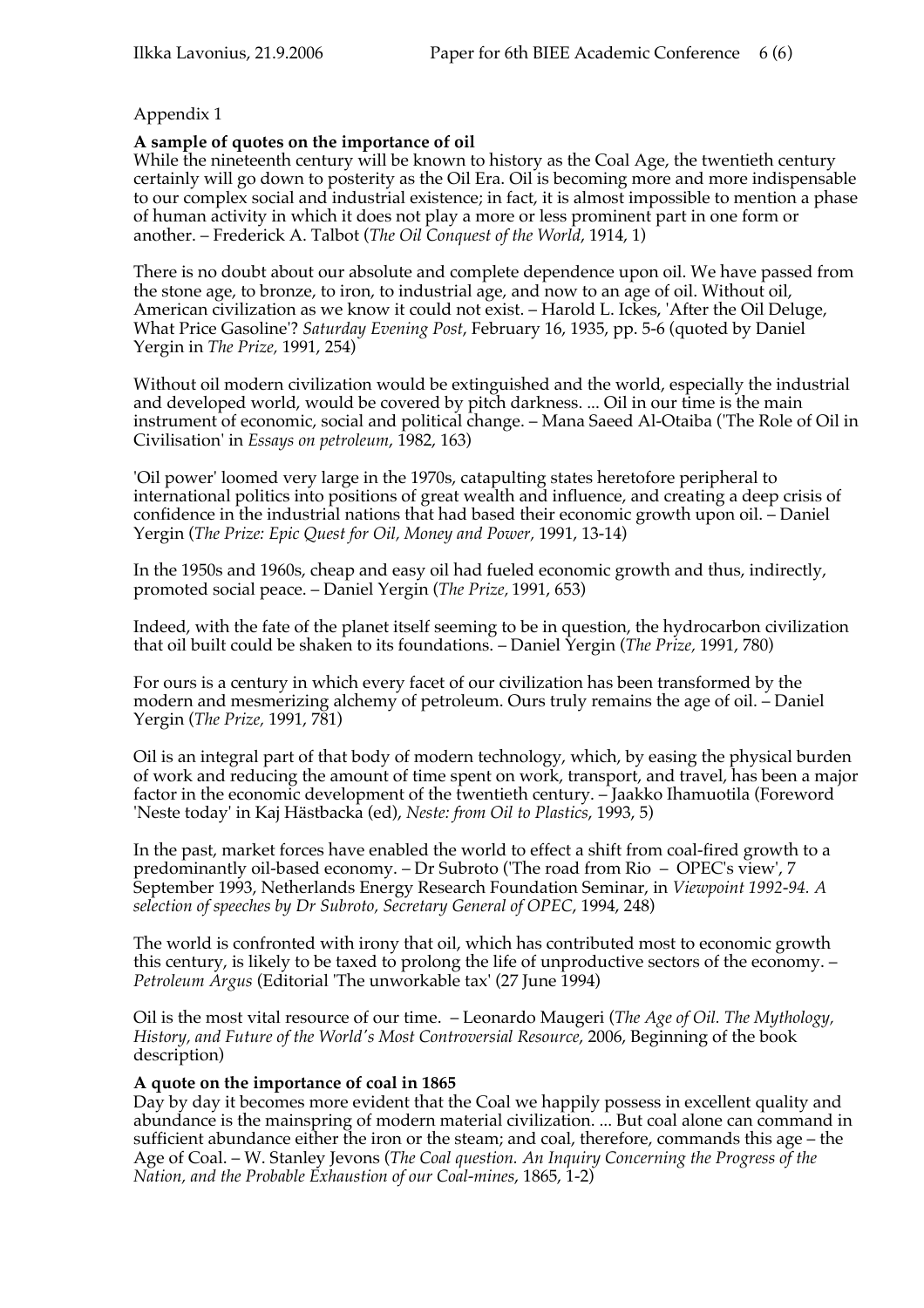Appendix 1

**A sample of quotes on the importance of oil**

While the nineteenth century will be known to history as the Coal Age, the twentieth century certainly will go down to posterity as the Oil Era. Oil is becoming more and more indispensable to our complex social and industrial existence; in fact, it is almost impossible to mention a phase of human activity in which it does not play a more or less prominent part in one form or another. – Frederick A. Talbot (*The Oil Conquest of the World*, 1914, 1)

There is no doubt about our absolute and complete dependence upon oil. We have passed from the stone age, to bronze, to iron, to industrial age, and now to an age of oil. Without oil, American civilization as we know it could not exist. – Harold L. Ickes, 'After the Oil Deluge, What Price Gasoline'? *Saturday Evening Post*, February 16, 1935, pp. 5-6 (quoted by Daniel Yergin in *The Prize,* 1991, 254)

Without oil modern civilization would be extinguished and the world, especially the industrial and developed world, would be covered by pitch darkness. ... Oil in our time is the main instrument of economic, social and political change. – Mana Saeed Al-Otaiba ('The Role of Oil in Civilisation' in *Essays on petroleum*, 1982, 163)

'Oil power' loomed very large in the 1970s, catapulting states heretofore peripheral to international politics into positions of great wealth and influence, and creating a deep crisis of confidence in the industrial nations that had based their economic growth upon oil. – Daniel Yergin (*The Prize: Epic Quest for Oil, Money and Power,* 1991, 13-14)

In the 1950s and 1960s, cheap and easy oil had fueled economic growth and thus, indirectly, promoted social peace. – Daniel Yergin (*The Prize,* 1991, 653)

Indeed, with the fate of the planet itself seeming to be in question, the hydrocarbon civilization that oil built could be shaken to its foundations. – Daniel Yergin (*The Prize,* 1991, 780)

For ours is a century in which every facet of our civilization has been transformed by the modern and mesmerizing alchemy of petroleum. Ours truly remains the age of oil. – Daniel Yergin (*The Prize,* 1991, 781)

Oil is an integral part of that body of modern technology, which, by easing the physical burden of work and reducing the amount of time spent on work, transport, and travel, has been a major factor in the economic development of the twentieth century. – Jaakko Ihamuotila (Foreword 'Neste today' in Kaj Hästbacka (ed), *Neste: from Oil to Plastics*, 1993, 5)

In the past, market forces have enabled the world to effect a shift from coal-fired growth to a predominantly oil-based economy. – Dr Subroto ('The road from Rio – OPEC's view', 7 September 1993, Netherlands Energy Research Foundation Seminar, in *Viewpoint 1992-94. A selection of speeches by Dr Subroto, Secretary General of OPEC*, 1994, 248)

The world is confronted with irony that oil, which has contributed most to economic growth this century, is likely to be taxed to prolong the life of unproductive sectors of the economy. – *Petroleum Argus* (Editorial 'The unworkable tax' (27 June 1994)

Oil is the most vital resource of our time. – Leonardo Maugeri (*The Age of Oil. The Mythology, History, and Future of the World's Most Controversial Resource*, 2006, Beginning of the book description)

**A quote on the importance of coal in 1865**

Day by day it becomes more evident that the Coal we happily possess in excellent quality and abundance is the mainspring of modern material civilization. ... But coal alone can command in sufficient abundance either the iron or the steam; and coal, therefore, commands this age – the Age of Coal. – W. Stanley Jevons (*The Coal question. An Inquiry Concerning the Progress of the Nation, and the Probable Exhaustion of our Coal-mines*, 1865, 1-2)